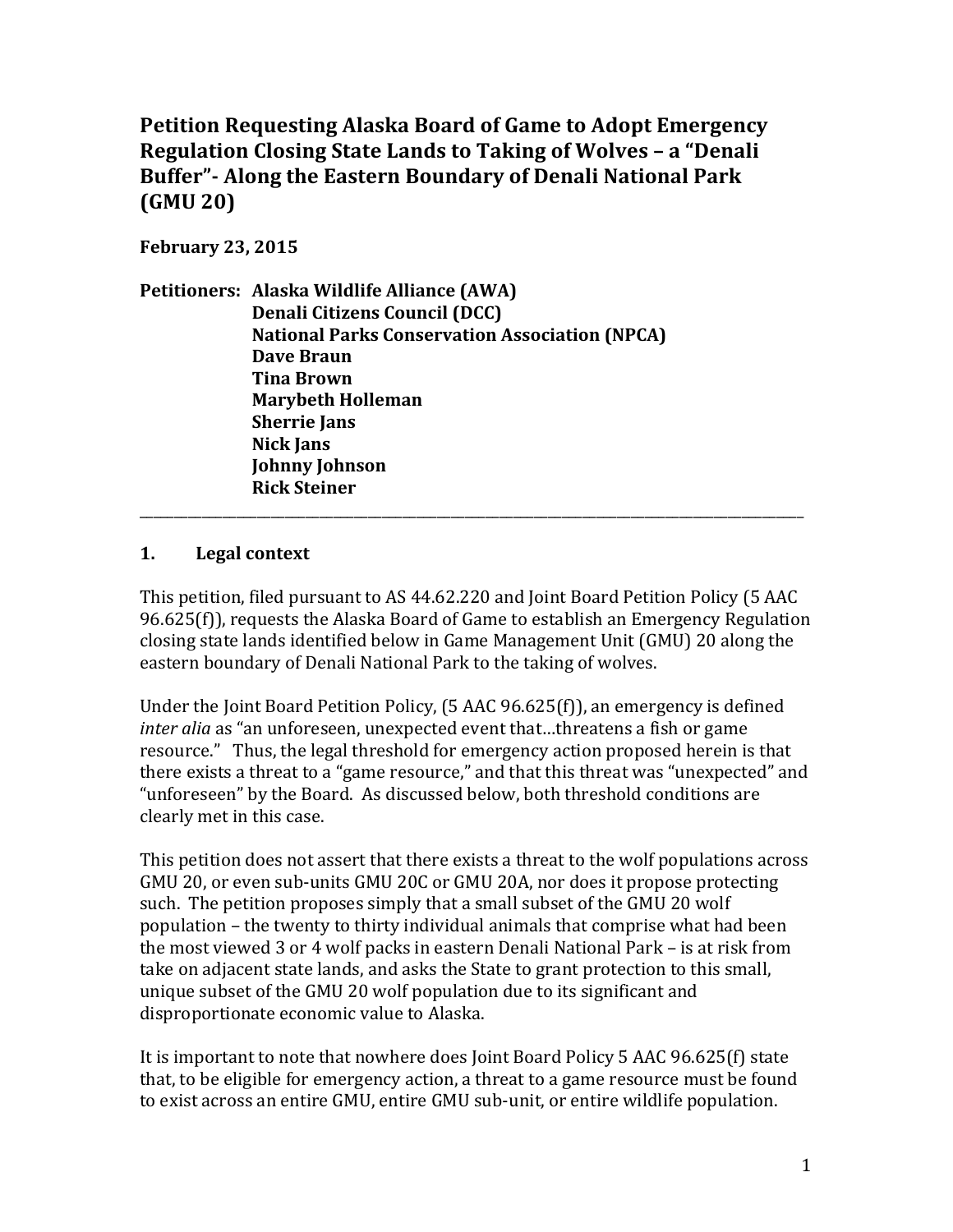# Petition Requesting Alaska Board of Game to Adopt Emergency Regulation Closing State Lands to Taking of Wolves – a "Denali Buffer"- Along the Eastern Boundary of Denali National Park (GMU 20)

**February 23, 2015**

**Petitioners:** **Alaska Wildlife Alliance (AWA)**
**Denali Citizens Council (DCC)**
**National Parks Conservation Association (NPCA)**
**Dave Braun**
**Tina Brown**
**Marybeth Holleman**
**Sherrie Jans**
**Nick Jans**
**Johnny Johnson**
**Rick Steiner**

---

## 1. Legal context

This petition, filed pursuant to AS 44.62.220 and Joint Board Petition Policy (5 AAC 96.625(f)), requests the Alaska Board of Game to establish an Emergency Regulation closing state lands identified below in Game Management Unit (GMU) 20 along the eastern boundary of Denali National Park to the taking of wolves.

Under the Joint Board Petition Policy, (5 AAC 96.625(f)), an emergency is defined *inter alia* as "an unforeseen, unexpected event that…threatens a fish or game resource." Thus, the legal threshold for emergency action proposed herein is that there exists a threat to a "game resource," and that this threat was "unexpected" and "unforeseen" by the Board. As discussed below, both threshold conditions are clearly met in this case.

This petition does not assert that there exists a threat to the wolf populations across GMU 20, or even sub-units GMU 20C or GMU 20A, nor does it propose protecting such. The petition proposes simply that a small subset of the GMU 20 wolf population – the twenty to thirty individual animals that comprise what had been the most viewed 3 or 4 wolf packs in eastern Denali National Park – is at risk from take on adjacent state lands, and asks the State to grant protection to this small, unique subset of the GMU 20 wolf population due to its significant and disproportionate economic value to Alaska.

It is important to note that nowhere does Joint Board Policy 5 AAC 96.625(f) state that, to be eligible for emergency action, a threat to a game resource must be found to exist across an entire GMU, entire GMU sub-unit, or entire wildlife population.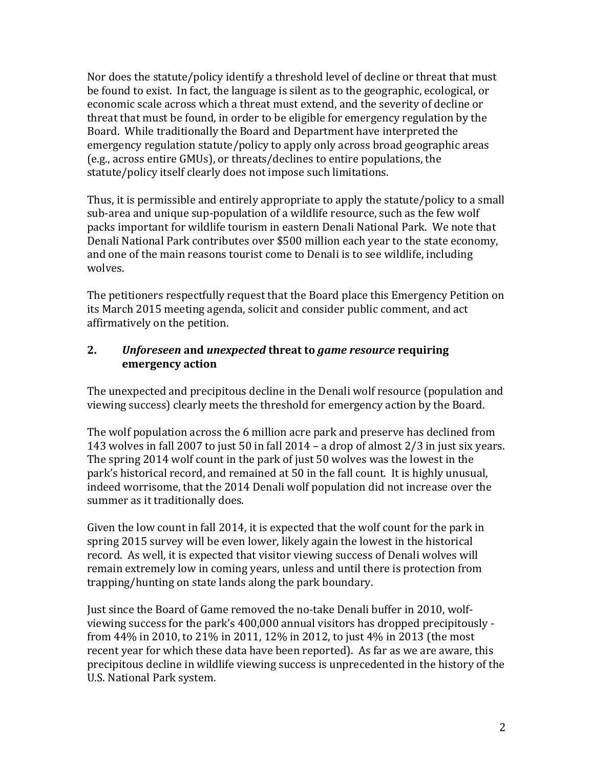Nor does the statute/policy identify a threshold level of decline or threat that must be found to exist. In fact, the language is silent as to the geographic, ecological, or economic scale across which a threat must extend, and the severity of decline or threat that must be found, in order to be eligible for emergency regulation by the Board. While traditionally the Board and Department have interpreted the emergency regulation statute/policy to apply only across broad geographic areas (e.g., across entire GMUs), or threats/declines to entire populations, the statute/policy itself clearly does not impose such limitations.

Thus, it is permissible and entirely appropriate to apply the statute/policy to a small sub-area and unique sup-population of a wildlife resource, such as the few wolf packs important for wildlife tourism in eastern Denali National Park. We note that Denali National Park contributes over $500 million each year to the state economy, and one of the main reasons tourist come to Denali is to see wildlife, including wolves.

The petitioners respectfully request that the Board place this Emergency Petition on its March 2015 meeting agenda, solicit and consider public comment, and act affirmatively on the petition.

## 2. *Unforeseen* and *unexpected* threat to *game resource* requiring emergency action

The unexpected and precipitous decline in the Denali wolf resource (population and viewing success) clearly meets the threshold for emergency action by the Board.

The wolf population across the 6 million acre park and preserve has declined from 143 wolves in fall 2007 to just 50 in fall 2014 – a drop of almost 2/3 in just six years. The spring 2014 wolf count in the park of just 50 wolves was the lowest in the park's historical record, and remained at 50 in the fall count. It is highly unusual, indeed worrisome, that the 2014 Denali wolf population did not increase over the summer as it traditionally does.

Given the low count in fall 2014, it is expected that the wolf count for the park in spring 2015 survey will be even lower, likely again the lowest in the historical record. As well, it is expected that visitor viewing success of Denali wolves will remain extremely low in coming years, unless and until there is protection from trapping/hunting on state lands along the park boundary.

Just since the Board of Game removed the no-take Denali buffer in 2010, wolf-viewing success for the park's 400,000 annual visitors has dropped precipitously - from 44% in 2010, to 21% in 2011, 12% in 2012, to just 4% in 2013 (the most recent year for which these data have been reported). As far as we are aware, this precipitous decline in wildlife viewing success is unprecedented in the history of the U.S. National Park system.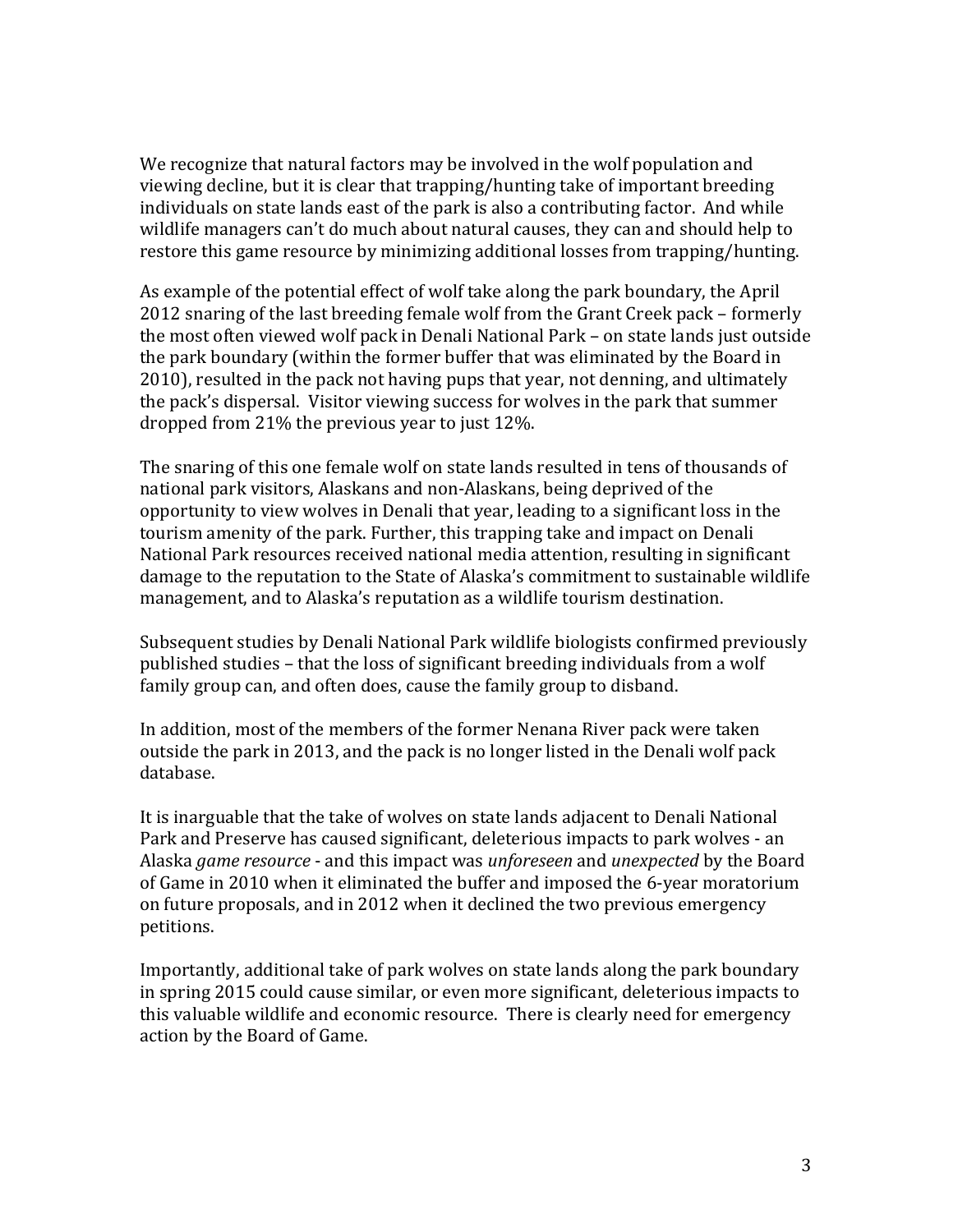We recognize that natural factors may be involved in the wolf population and viewing decline, but it is clear that trapping/hunting take of important breeding individuals on state lands east of the park is also a contributing factor. And while wildlife managers can't do much about natural causes, they can and should help to restore this game resource by minimizing additional losses from trapping/hunting.

As example of the potential effect of wolf take along the park boundary, the April 2012 snaring of the last breeding female wolf from the Grant Creek pack – formerly the most often viewed wolf pack in Denali National Park – on state lands just outside the park boundary (within the former buffer that was eliminated by the Board in 2010), resulted in the pack not having pups that year, not denning, and ultimately the pack's dispersal. Visitor viewing success for wolves in the park that summer dropped from 21% the previous year to just 12%.

The snaring of this one female wolf on state lands resulted in tens of thousands of national park visitors, Alaskans and non-Alaskans, being deprived of the opportunity to view wolves in Denali that year, leading to a significant loss in the tourism amenity of the park. Further, this trapping take and impact on Denali National Park resources received national media attention, resulting in significant damage to the reputation to the State of Alaska's commitment to sustainable wildlife management, and to Alaska's reputation as a wildlife tourism destination.

Subsequent studies by Denali National Park wildlife biologists confirmed previously published studies – that the loss of significant breeding individuals from a wolf family group can, and often does, cause the family group to disband.

In addition, most of the members of the former Nenana River pack were taken outside the park in 2013, and the pack is no longer listed in the Denali wolf pack database.

It is inarguable that the take of wolves on state lands adjacent to Denali National Park and Preserve has caused significant, deleterious impacts to park wolves - an Alaska *game resource* - and this impact was *unforeseen* and *unexpected* by the Board of Game in 2010 when it eliminated the buffer and imposed the 6-year moratorium on future proposals, and in 2012 when it declined the two previous emergency petitions.

Importantly, additional take of park wolves on state lands along the park boundary in spring 2015 could cause similar, or even more significant, deleterious impacts to this valuable wildlife and economic resource. There is clearly need for emergency action by the Board of Game.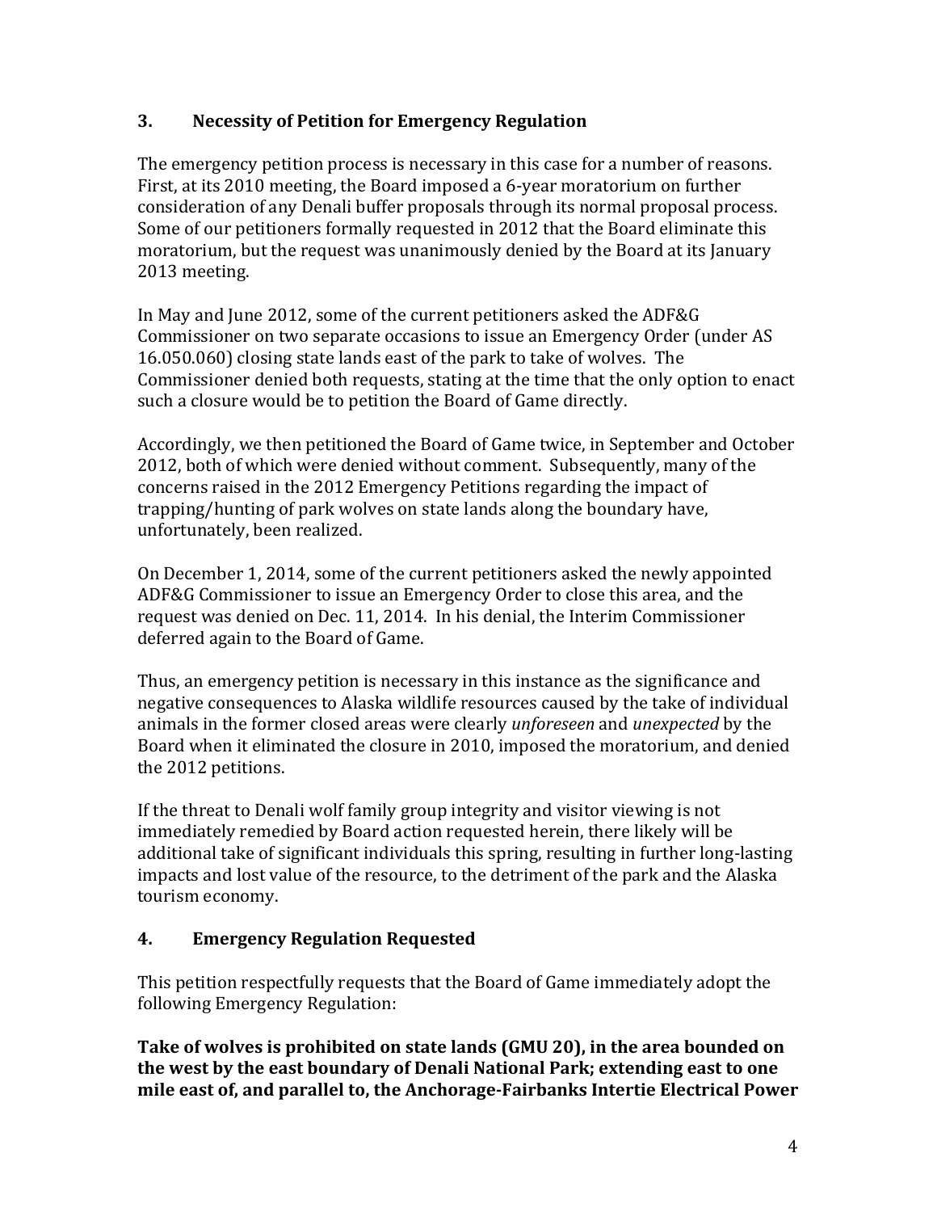## 3. Necessity of Petition for Emergency Regulation

The emergency petition process is necessary in this case for a number of reasons. First, at its 2010 meeting, the Board imposed a 6-year moratorium on further consideration of any Denali buffer proposals through its normal proposal process. Some of our petitioners formally requested in 2012 that the Board eliminate this moratorium, but the request was unanimously denied by the Board at its January 2013 meeting.

In May and June 2012, some of the current petitioners asked the ADF&G Commissioner on two separate occasions to issue an Emergency Order (under AS 16.050.060) closing state lands east of the park to take of wolves. The Commissioner denied both requests, stating at the time that the only option to enact such a closure would be to petition the Board of Game directly.

Accordingly, we then petitioned the Board of Game twice, in September and October 2012, both of which were denied without comment. Subsequently, many of the concerns raised in the 2012 Emergency Petitions regarding the impact of trapping/hunting of park wolves on state lands along the boundary have, unfortunately, been realized.

On December 1, 2014, some of the current petitioners asked the newly appointed ADF&G Commissioner to issue an Emergency Order to close this area, and the request was denied on Dec. 11, 2014. In his denial, the Interim Commissioner deferred again to the Board of Game.

Thus, an emergency petition is necessary in this instance as the significance and negative consequences to Alaska wildlife resources caused by the take of individual animals in the former closed areas were clearly *unforeseen* and *unexpected* by the Board when it eliminated the closure in 2010, imposed the moratorium, and denied the 2012 petitions.

If the threat to Denali wolf family group integrity and visitor viewing is not immediately remedied by Board action requested herein, there likely will be additional take of significant individuals this spring, resulting in further long-lasting impacts and lost value of the resource, to the detriment of the park and the Alaska tourism economy.

## 4. Emergency Regulation Requested

This petition respectfully requests that the Board of Game immediately adopt the following Emergency Regulation:

**Take of wolves is prohibited on state lands (GMU 20), in the area bounded on the west by the east boundary of Denali National Park; extending east to one mile east of, and parallel to, the Anchorage-Fairbanks Intertie Electrical Power**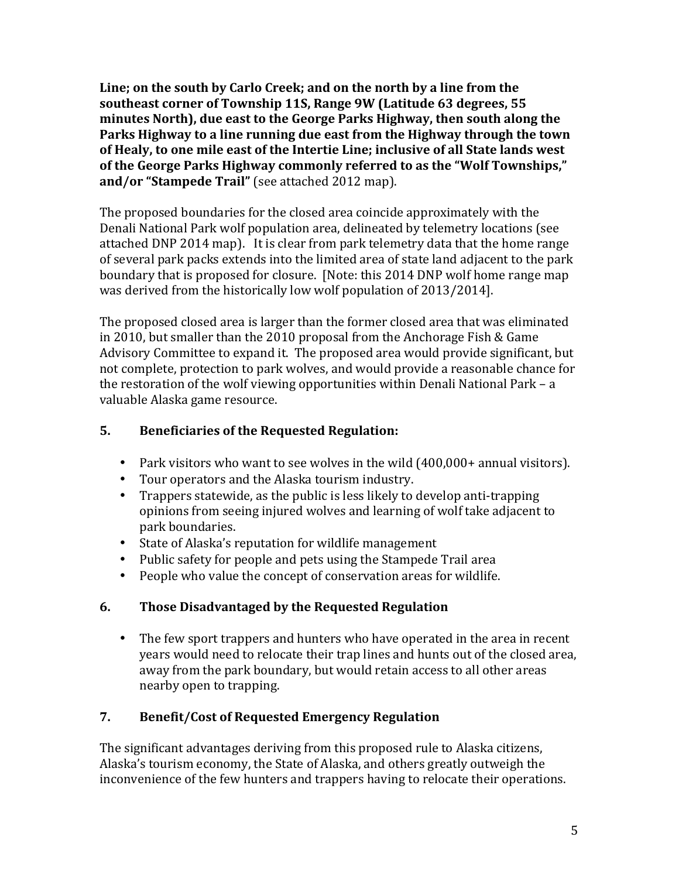**Line; on the south by Carlo Creek; and on the north by a line from the southeast corner of Township 11S, Range 9W (Latitude 63 degrees, 55 minutes North), due east to the George Parks Highway, then south along the Parks Highway to a line running due east from the Highway through the town of Healy, to one mile east of the Intertie Line; inclusive of all State lands west of the George Parks Highway commonly referred to as the "Wolf Townships," and/or "Stampede Trail"** (see attached 2012 map).

The proposed boundaries for the closed area coincide approximately with the Denali National Park wolf population area, delineated by telemetry locations (see attached DNP 2014 map). It is clear from park telemetry data that the home range of several park packs extends into the limited area of state land adjacent to the park boundary that is proposed for closure. [Note: this 2014 DNP wolf home range map was derived from the historically low wolf population of 2013/2014].

The proposed closed area is larger than the former closed area that was eliminated in 2010, but smaller than the 2010 proposal from the Anchorage Fish & Game Advisory Committee to expand it. The proposed area would provide significant, but not complete, protection to park wolves, and would provide a reasonable chance for the restoration of the wolf viewing opportunities within Denali National Park – a valuable Alaska game resource.

## 5. Beneficiaries of the Requested Regulation:

- Park visitors who want to see wolves in the wild (400,000+ annual visitors).
- Tour operators and the Alaska tourism industry.
- Trappers statewide, as the public is less likely to develop anti-trapping opinions from seeing injured wolves and learning of wolf take adjacent to park boundaries.
- State of Alaska's reputation for wildlife management
- Public safety for people and pets using the Stampede Trail area
- People who value the concept of conservation areas for wildlife.

## 6. Those Disadvantaged by the Requested Regulation

- The few sport trappers and hunters who have operated in the area in recent years would need to relocate their trap lines and hunts out of the closed area, away from the park boundary, but would retain access to all other areas nearby open to trapping.

## 7. Benefit/Cost of Requested Emergency Regulation

The significant advantages deriving from this proposed rule to Alaska citizens, Alaska's tourism economy, the State of Alaska, and others greatly outweigh the inconvenience of the few hunters and trappers having to relocate their operations.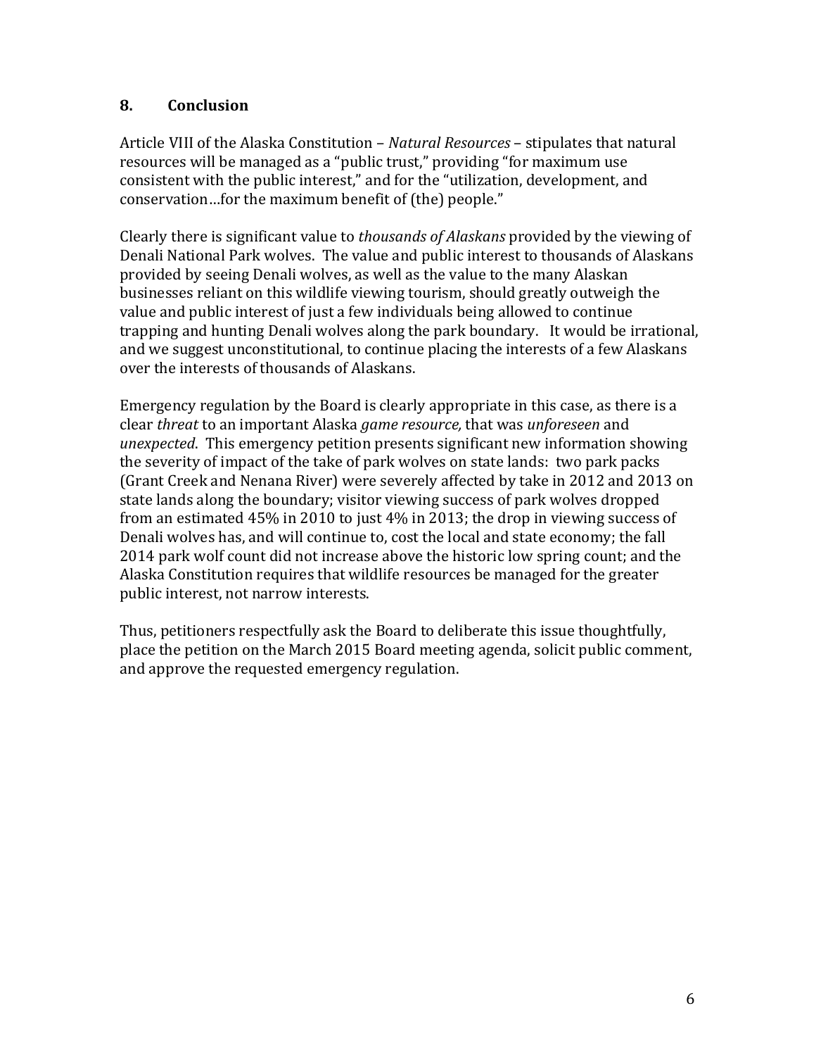## 8. Conclusion

Article VIII of the Alaska Constitution – *Natural Resources* – stipulates that natural resources will be managed as a "public trust," providing "for maximum use consistent with the public interest," and for the "utilization, development, and conservation…for the maximum benefit of (the) people."

Clearly there is significant value to *thousands of Alaskans* provided by the viewing of Denali National Park wolves. The value and public interest to thousands of Alaskans provided by seeing Denali wolves, as well as the value to the many Alaskan businesses reliant on this wildlife viewing tourism, should greatly outweigh the value and public interest of just a few individuals being allowed to continue trapping and hunting Denali wolves along the park boundary. It would be irrational, and we suggest unconstitutional, to continue placing the interests of a few Alaskans over the interests of thousands of Alaskans.

Emergency regulation by the Board is clearly appropriate in this case, as there is a clear *threat* to an important Alaska *game resource,* that was *unforeseen* and *unexpected*. This emergency petition presents significant new information showing the severity of impact of the take of park wolves on state lands: two park packs (Grant Creek and Nenana River) were severely affected by take in 2012 and 2013 on state lands along the boundary; visitor viewing success of park wolves dropped from an estimated 45% in 2010 to just 4% in 2013; the drop in viewing success of Denali wolves has, and will continue to, cost the local and state economy; the fall 2014 park wolf count did not increase above the historic low spring count; and the Alaska Constitution requires that wildlife resources be managed for the greater public interest, not narrow interests.

Thus, petitioners respectfully ask the Board to deliberate this issue thoughtfully, place the petition on the March 2015 Board meeting agenda, solicit public comment, and approve the requested emergency regulation.